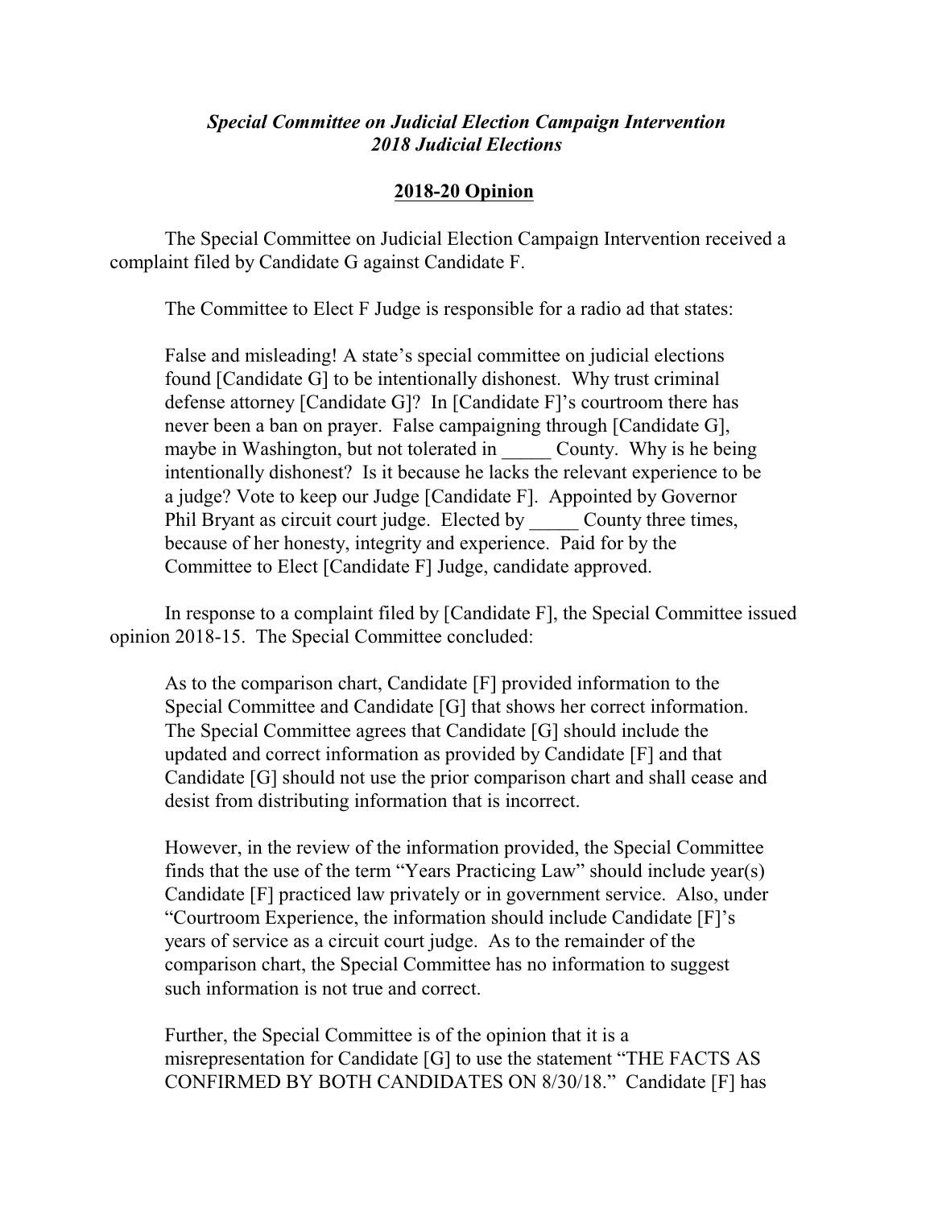***Special Committee on Judicial Election Campaign Intervention***
***2018 Judicial Elections***

**2018-20 Opinion**

The Special Committee on Judicial Election Campaign Intervention received a complaint filed by Candidate G against Candidate F.

The Committee to Elect F Judge is responsible for a radio ad that states:

> False and misleading! A state's special committee on judicial elections found [Candidate G] to be intentionally dishonest. Why trust criminal defense attorney [Candidate G]? In [Candidate F]'s courtroom there has never been a ban on prayer. False campaigning through [Candidate G], maybe in Washington, but not tolerated in _____ County. Why is he being intentionally dishonest? Is it because he lacks the relevant experience to be a judge? Vote to keep our Judge [Candidate F]. Appointed by Governor Phil Bryant as circuit court judge. Elected by _____ County three times, because of her honesty, integrity and experience. Paid for by the Committee to Elect [Candidate F] Judge, candidate approved.

In response to a complaint filed by [Candidate F], the Special Committee issued opinion 2018-15. The Special Committee concluded:

> As to the comparison chart, Candidate [F] provided information to the Special Committee and Candidate [G] that shows her correct information. The Special Committee agrees that Candidate [G] should include the updated and correct information as provided by Candidate [F] and that Candidate [G] should not use the prior comparison chart and shall cease and desist from distributing information that is incorrect.
>
> However, in the review of the information provided, the Special Committee finds that the use of the term "Years Practicing Law" should include year(s) Candidate [F] practiced law privately or in government service. Also, under "Courtroom Experience, the information should include Candidate [F]'s years of service as a circuit court judge. As to the remainder of the comparison chart, the Special Committee has no information to suggest such information is not true and correct.
>
> Further, the Special Committee is of the opinion that it is a misrepresentation for Candidate [G] to use the statement "THE FACTS AS CONFIRMED BY BOTH CANDIDATES ON 8/30/18." Candidate [F] has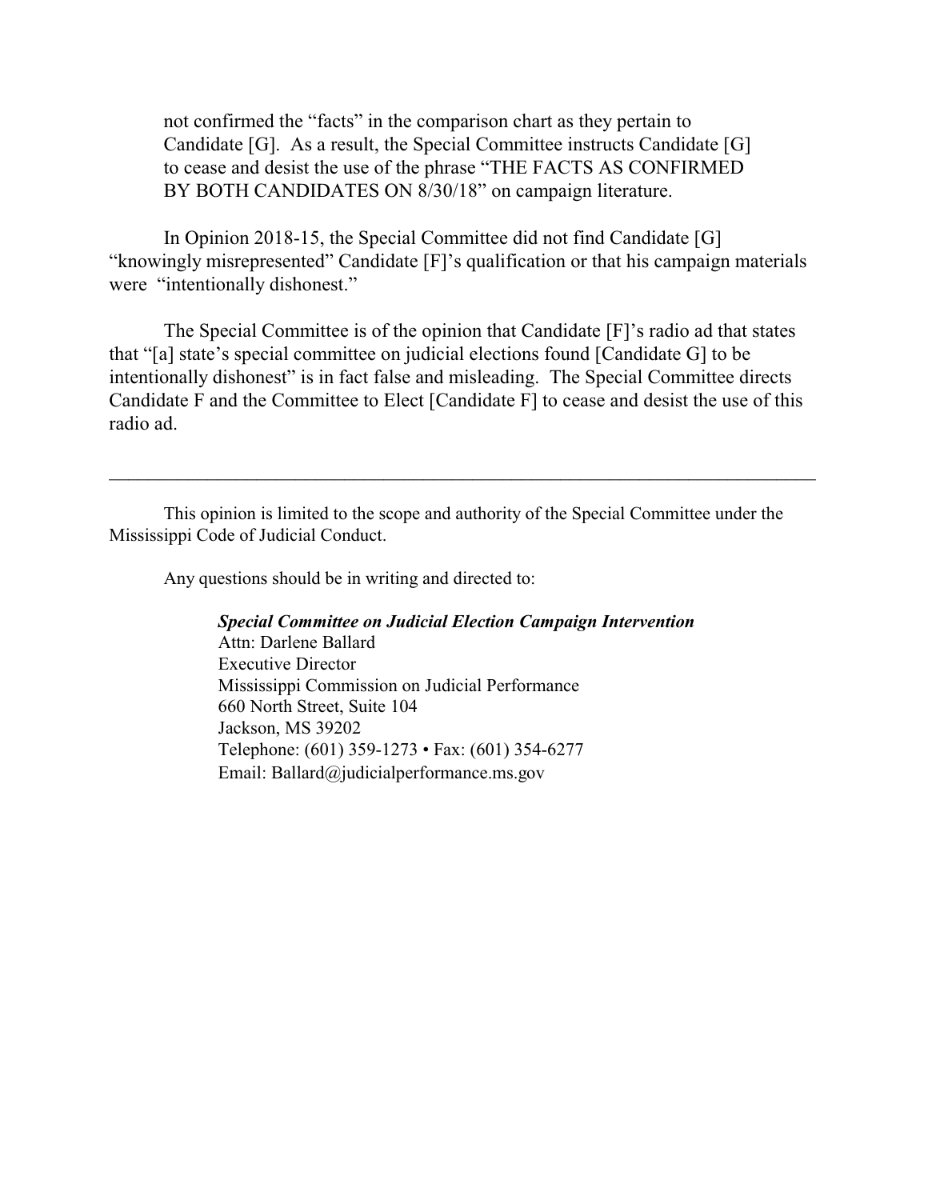not confirmed the "facts" in the comparison chart as they pertain to Candidate [G]. As a result, the Special Committee instructs Candidate [G] to cease and desist the use of the phrase "THE FACTS AS CONFIRMED BY BOTH CANDIDATES ON 8/30/18" on campaign literature.

In Opinion 2018-15, the Special Committee did not find Candidate [G] "knowingly misrepresented" Candidate [F]'s qualification or that his campaign materials were "intentionally dishonest."

The Special Committee is of the opinion that Candidate [F]'s radio ad that states that "[a] state's special committee on judicial elections found [Candidate G] to be intentionally dishonest" is in fact false and misleading. The Special Committee directs Candidate F and the Committee to Elect [Candidate F] to cease and desist the use of this radio ad.

---

This opinion is limited to the scope and authority of the Special Committee under the Mississippi Code of Judicial Conduct.

Any questions should be in writing and directed to:

***Special Committee on Judicial Election Campaign Intervention***
Attn: Darlene Ballard
Executive Director
Mississippi Commission on Judicial Performance
660 North Street, Suite 104
Jackson, MS 39202
Telephone: (601) 359-1273 • Fax: (601) 354-6277
Email: Ballard@judicialperformance.ms.gov